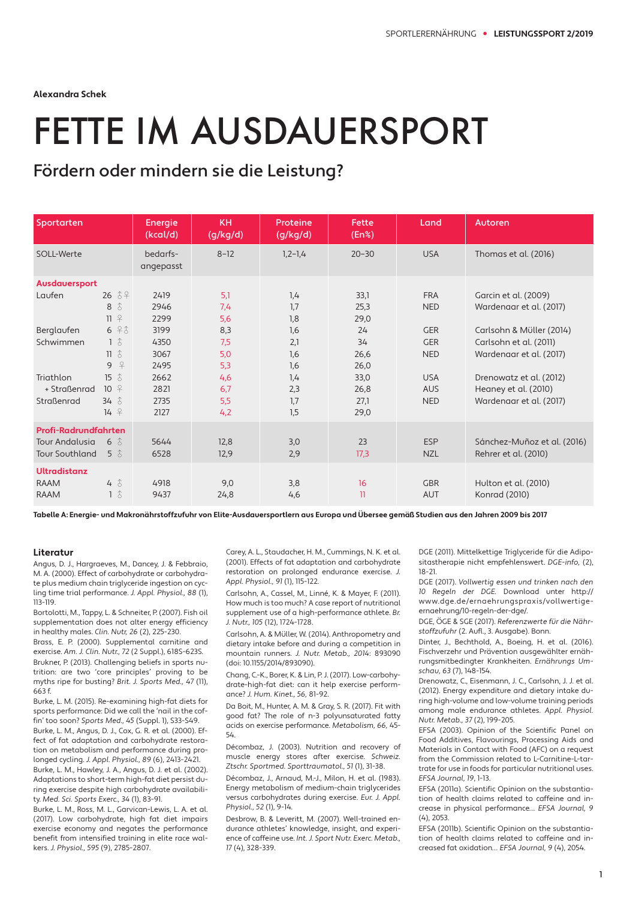Alexandra Schek

# FETTE IM AUSDAUERSPORT

## Fördern oder mindern sie die Leistung?

| Sportarten | | Energie (kcal/d) | KH (g/kg/d) | Proteine (g/kg/d) | Fette (En%) | Land | Autoren |
|---|---|---|---|---|---|---|---|
| SOLL-Werte | | bedarfs-angepasst | 8–12 | 1,2–1,4 | 20–30 | USA | Thomas et al. (2016) |
| **Ausdauersport** | | | | | | | |
| Laufen | 26 ♂♀ | 2419 | 5,1 | 1,4 | 33,1 | FRA | Garcin et al. (2009) |
| | 8 ♂ | 2946 | 7,4 | 1,7 | 25,3 | NED | Wardenaar et al. (2017) |
| | 11 ♀ | 2299 | 5,6 | 1,8 | 29,0 | | |
| Berglaufen | 6 ♀♂ | 3199 | 8,3 | 1,6 | 24 | GER | Carlsohn & Müller (2014) |
| Schwimmen | 1 ♂ | 4350 | 7,5 | 2,1 | 34 | GER | Carlsohn et al. (2011) |
| | 11 ♂ | 3067 | 5,0 | 1,6 | 26,6 | NED | Wardenaar et al. (2017) |
| | 9 ♀ | 2495 | 5,3 | 1,6 | 26,0 | | |
| Triathlon | 15 ♂ | 2662 | 4,6 | 1,4 | 33,0 | USA | Drenowatz et al. (2012) |
| + Straßenrad | 10 ♀ | 2821 | 6,7 | 2,3 | 26,8 | AUS | Heaney et al. (2010) |
| Straßenrad | 34 ♂ | 2735 | 5,5 | 1,7 | 27,1 | NED | Wardenaar et al. (2017) |
| | 14 ♀ | 2127 | 4,2 | 1,5 | 29,0 | | |
| **Profi-Radrundfahrten** | | | | | | | |
| Tour Andalusia | 6 ♂ | 5644 | 12,8 | 3,0 | 23 | ESP | Sánchez-Muñoz et al. (2016) |
| Tour Southland | 5 ♂ | 6528 | 12,9 | 2,9 | 17,3 | NZL | Rehrer et al. (2010) |
| **Ultradistanz** | | | | | | | |
| RAAM | 4 ♂ | 4918 | 9,0 | 3,8 | 16 | GBR | Hulton et al. (2010) |
| RAAM | 1 ♂ | 9437 | 24,8 | 4,6 | 11 | AUT | Konrad (2010) |

**Tabelle A: Energie- und Makronährstoffzufuhr von Elite-Ausdauersportlern aus Europa und Übersee gemäß Studien aus den Jahren 2009 bis 2017**

### Literatur

Angus, D. J., Hargraeves, M., Dancey, J. & Febbraio, M. A. (2000). Effect of carbohydrate or carbohydrate plus medium chain triglyceride ingestion on cycling time trial performance. *J. Appl. Physiol., 88* (1), 113-119.

Bortolotti, M., Tappy, L. & Schneiter, P. (2007). Fish oil supplementation does not alter energy efficiency in healthy males. *Clin. Nutr, 26* (2), 225-230.

Brass, E. P. (2000). Supplemental carnitine and exercise. *Am. J. Clin. Nutr., 72* (2 Suppl.), 618S-623S.

Brukner, P. (2013). Challenging beliefs in sports nutrition: are two 'core principles' proving to be myths ripe for busting? *Brit. J. Sports Med., 47* (11), 663 f.

Burke, L. M. (2015). Re-examining high-fat diets for sports performance: Did we call the 'nail in the coffin' too soon? *Sports Med., 45* (Suppl. 1), S33-S49.

Burke, L. M., Angus, D. J., Cox, G. R. et al. (2000). Effect of fat adaptation and carbohydrate restoration on metabolism and performance during prolonged cycling. *J. Appl. Physiol., 89* (6), 2413-2421.

Burke, L. M., Hawley, J. A., Angus, D. J. et al. (2002). Adaptations to short-term high-fat diet persist during exercise despite high carbohydrate availability. *Med. Sci. Sports Exerc., 34* (1), 83-91.

Burke, L. M., Ross, M. L., Garvican-Lewis, L. A. et al. (2017). Low carbohydrate, high fat diet impairs exercise economy and negates the performance benefit from intensified training in elite race walkers. *J. Physiol., 595* (9), 2785-2807.

Carey, A. L., Staudacher, H. M., Cummings, N. K. et al. (2001). Effects of fat adaptation and carbohydrate restoration on prolonged endurance exercise. *J. Appl. Physiol., 91* (1), 115-122.

Carlsohn, A., Cassel, M., Linné, K. & Mayer, F. (2011). How much is too much? A case report of nutritional supplement use of a high-performance athlete. *Br. J. Nutr., 105* (12), 1724-1728.

Carlsohn, A. & Müller, W. (2014). Anthropometry and dietary intake before and during a competition in mountain runners. *J. Nutr. Metab., 2014*: 893090 (doi: 10.1155/2014/893090).

Chang, C.-K., Borer, K. & Lin, P. J. (2017). Low-carbohydrate-high-fat diet: can it help exercise performance? *J. Hum. Kinet., 56*, 81-92.

Da Boit, M., Hunter, A. M. & Gray, S. R. (2017). Fit with good fat? The role of n-3 polyunsaturated fatty acids on exercise performance. *Metabolism, 66*, 45-54.

Décombaz, J. (2003). Nutrition and recovery of muscle energy stores after exercise. *Schweiz. Ztschr. Sportmed. Sporttraumatol., 51* (1), 31-38.

Décombaz, J., Arnaud, M.-J., Milon, H. et al. (1983). Energy metabolism of medium-chain triglycerides versus carbohydrates during exercise. *Eur. J. Appl. Physiol., 52* (1), 9-14.

Desbrow, B. & Leveritt, M. (2007). Well-trained endurance athletes' knowledge, insight, and experience of caffeine use. *Int. J. Sport Nutr. Exerc. Metab., 17* (4), 328-339.

DGE (2011). Mittelkettige Triglyceride für die Adipositastherapie nicht empfehlenswert. *DGE-info,* (2), 18-21.

DGE (2017). *Vollwertig essen und trinken nach den 10 Regeln der DGE.* Download unter http://www.dge.de/ernaehrungspraxis/vollwertige-ernaehrung/10-regeln-der-dge/.

DGE, ÖGE & SGE (2017). *Referenzwerte für die Nährstoffzufuhr* (2. Aufl., 3. Ausgabe). Bonn.

Dinter, J., Bechthold, A., Boeing, H. et al. (2016). Fischverzehr und Prävention ausgewählter ernährungsmitbedingter Krankheiten. *Ernährungs Umschau, 63* (7), 148-154.

Drenowatz, C., Eisenmann, J. C., Carlsohn, J. J. et al. (2012). Energy expenditure and dietary intake during high-volume and low-volume training periods among male endurance athletes. *Appl. Physiol. Nutr. Metab., 37* (2), 199-205.

EFSA (2003). Opinion of the Scientific Panel on Food Additives, Flavourings, Processing Aids and Materials in Contact with Food (AFC) on a request from the Commission related to L-Carnitine-L-tartrate for use in foods for particular nutritional uses. *EFSA Journal, 19*, 1-13.

EFSA (2011a). Scientific Opinion on the substantiation of health claims related to caffeine and increase in physical performance... *EFSA Journal, 9* (4), 2053.

EFSA (2011b). Scientific Opinion on the substantiation of health claims related to caffeine and increased fat oxidation... *EFSA Journal, 9* (4), 2054.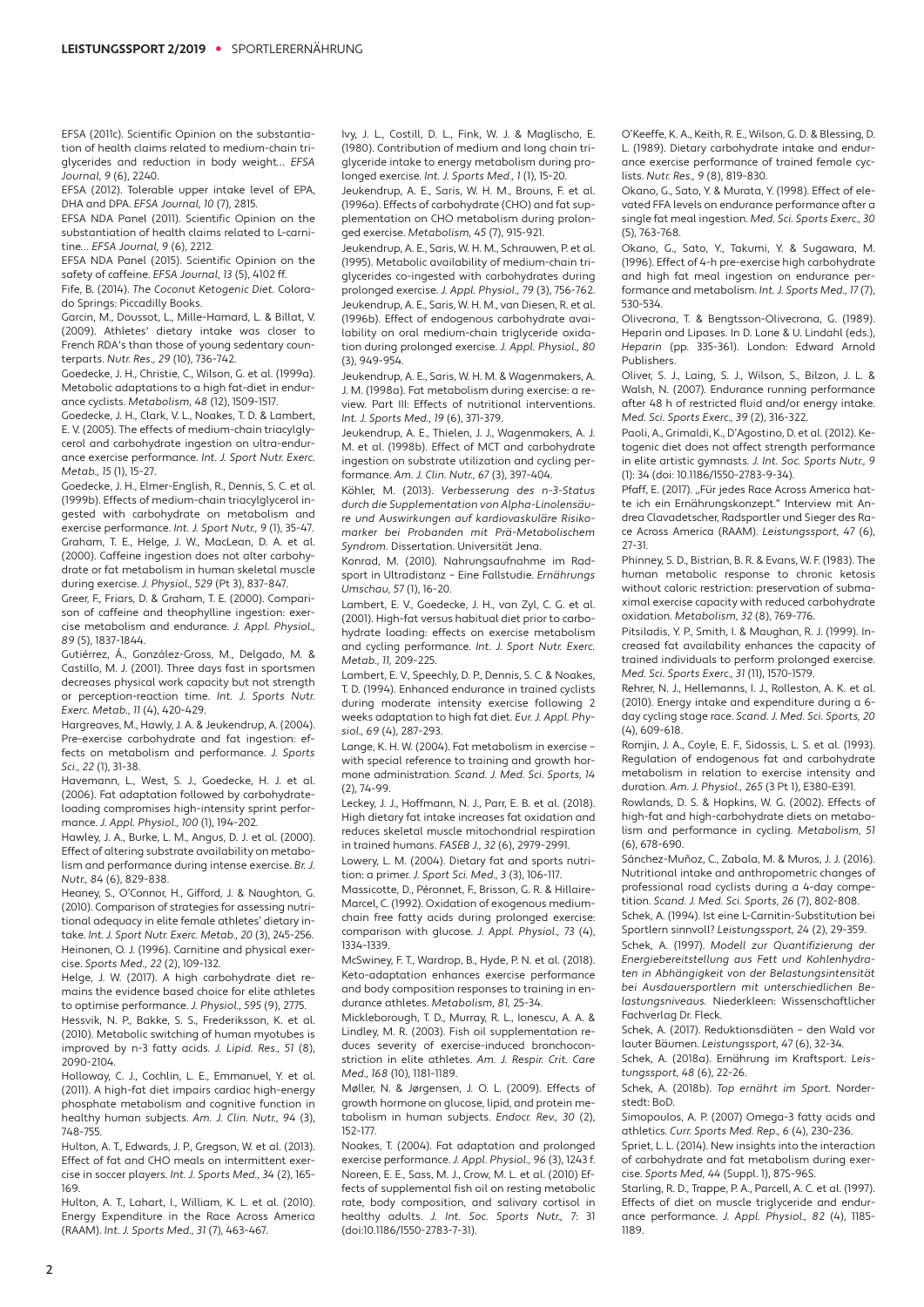EFSA (2011c). Scientific Opinion on the substantiation of health claims related to medium-chain triglycerides and reduction in body weight... *EFSA Journal, 9* (6), 2240.

EFSA (2012). Tolerable upper intake level of EPA, DHA and DPA. *EFSA Journal, 10* (7), 2815.

EFSA NDA Panel (2011). Scientific Opinion on the substantiation of health claims related to L-carnitine... *EFSA Journal, 9* (6), 2212.

EFSA NDA Panel (2015). Scientific Opinion on the safety of caffeine. *EFSA Journal, 13* (5), 4102 ff.

Fife, B. (2014). *The Coconut Ketogenic Diet.* Colorado Springs: Piccadilly Books.

Garcin, M., Doussot, L., Mille-Hamard, L. & Billat, V. (2009). Athletes' dietary intake was closer to French RDA's than those of young sedentary counterparts. *Nutr. Res., 29* (10), 736-742.

Goedecke, J. H., Christie, C., Wilson, G. et al. (1999a). Metabolic adaptations to a high fat-diet in endurance cyclists. *Metabolism, 48* (12), 1509-1517.

Goedecke, J. H., Clark, V. L., Noakes, T. D. & Lambert, E. V. (2005). The effects of medium-chain triacylglycerol and carbohydrate ingestion on ultra-endurance exercise performance. *Int. J. Sport Nutr. Exerc. Metab., 15* (1), 15-27.

Goedecke, J. H., Elmer-English, R., Dennis, S. C. et al. (1999b). Effects of medium-chain triacylglycerol ingested with carbohydrate on metabolism and exercise performance. *Int. J. Sport Nutr., 9* (1), 35-47.

Graham, T. E., Helge, J. W., MacLean, D. A. et al. (2000). Caffeine ingestion does not alter carbohydrate or fat metabolism in human skeletal muscle during exercise. *J. Physiol., 529* (Pt 3), 837-847.

Greer, F., Friars, D. & Graham, T. E. (2000). Comparison of caffeine and theophylline ingestion: exercise metabolism and endurance. *J. Appl. Physiol., 89* (5), 1837-1844.

Gutiérrez, Á., González-Gross, M., Delgado, M. & Castillo, M. J. (2001). Three days fast in sportsmen decreases physical work capacity but not strength or perception-reaction time. *Int. J. Sports Nutr. Exerc. Metab., 11* (4), 420-429.

Hargreaves, M., Hawly, J. A. & Jeukendrup, A. (2004). Pre-exercise carbohydrate and fat ingestion: effects on metabolism and performance. *J. Sports Sci., 22* (1), 31-38.

Havemann, L., West, S. J., Goedecke, H. J. et al. (2006). Fat adaptation followed by carbohydrate-loading compromises high-intensity sprint performance. *J. Appl. Physiol., 100* (1), 194-202.

Hawley, J. A., Burke, L. M., Angus, D. J. et al. (2000). Effect of altering substrate availability on metabolism and performance during intense exercise. *Br. J. Nutr., 84* (6), 829-838.

Heaney, S., O'Connor, H., Gifford, J. & Naughton, G. (2010). Comparison of strategies for assessing nutritional adequacy in elite female athletes' dietary intake. *Int. J. Sport Nutr. Exerc. Metab., 20* (3), 245-256.

Heinonen, O. J. (1996). Carnitine and physical exercise. *Sports Med., 22* (2), 109-132.

Helge, J. W. (2017). A high carbohydrate diet remains the evidence based choice for elite athletes to optimise performance. *J. Physiol., 595* (9), 2775.

Hessvik, N. P., Bakke, S. S., Frederiksson, K. et al. (2010). Metabolic switching of human myotubes is improved by n-3 fatty acids. *J. Lipid. Res., 51* (8), 2090-2104.

Holloway, C. J., Cochlin, L. E., Emmanuel, Y. et al. (2011). A high-fat diet impairs cardiac high-energy phosphate metabolism and cognitive function in healthy human subjects. *Am. J. Clin. Nutr., 94* (3), 748-755.

Hulton, A. T., Edwards, J. P., Gregson, W. et al. (2013). Effect of fat and CHO meals on intermittent exercise in soccer players. *Int. J. Sports Med., 34* (2), 165-169.

Hulton, A. T., Lahart, I., William, K. L. et al. (2010). Energy Expenditure in the Race Across America (RAAM). *Int. J. Sports Med., 31* (7), 463-467.

Ivy, J. L., Costill, D. L., Fink, W. J. & Maglischo, E. (1980). Contribution of medium and long chain triglyceride intake to energy metabolism during prolonged exercise. *Int. J. Sports Med., 1* (1), 15-20.

Jeukendrup, A. E., Saris, W. H. M., Brouns, F. et al. (1996a). Effects of carbohydrate (CHO) and fat supplementation on CHO metabolism during prolonged exercise. *Metabolism, 45* (7), 915-921.

Jeukendrup, A. E., Saris, W. H. M., Schrauwen, P. et al. (1995). Metabolic availability of medium-chain triglycerides co-ingested with carbohydrates during prolonged exercise. *J. Appl. Physiol., 79* (3), 756-762.

Jeukendrup, A. E., Saris, W. H. M., van Diesen, R. et al. (1996b). Effect of endogenous carbohydrate availability on oral medium-chain triglyceride oxidation during prolonged exercise. *J. Appl. Physiol., 80* (3), 949-954.

Jeukendrup, A. E., Saris, W. H. M. & Wagenmakers, A. J. M. (1998a). Fat metabolism during exercise: a review. Part III: Effects of nutritional interventions. *Int. J. Sports Med., 19* (6), 371-379.

Jeukendrup, A. E., Thielen, J. J., Wagenmakers, A. J. M. et al. (1998b). Effect of MCT and carbohydrate ingestion on substrate utilization and cycling performance. *Am. J. Clin. Nutr., 67* (3), 397-404.

Köhler, M. (2013). *Verbesserung des n-3-Status durch die Supplementation von Alpha-Linolensäure und Auswirkungen auf kardiovaskuläre Risikomarker bei Probanden mit Prä-Metabolischem Syndrom.* Dissertation. Universität Jena.

Konrad, M. (2010). Nahrungsaufnahme im Radsport in Ultradistanz – Eine Fallstudie. *Ernährungs Umschau, 57* (1), 16-20.

Lambert, E. V., Goedecke, J. H., van Zyl, C. G. et al. (2001). High-fat versus habitual diet prior to carbohydrate loading: effects on exercise metabolism and cycling performance. *Int. J. Sport Nutr. Exerc. Metab., 11*, 209-225.

Lambert, E. V., Speechly, D. P., Dennis, S. C. & Noakes, T. D. (1994). Enhanced endurance in trained cyclists during moderate intensity exercise following 2 weeks adaptation to high fat diet. *Eur. J. Appl. Physiol., 69* (4), 287-293.

Lange, K. H. W. (2004). Fat metabolism in exercise – with special reference to training and growth hormone administration. *Scand. J. Med. Sci. Sports, 14* (2), 74-99.

Leckey, J. J., Hoffmann, N. J., Parr, E. B. et al. (2018). High dietary fat intake increases fat oxidation and reduces skeletal muscle mitochondrial respiration in trained humans. *FASEB J., 32* (6), 2979-2991.

Lowery, L. M. (2004). Dietary fat and sports nutrition: a primer. *J. Sport Sci. Med., 3* (3), 106-117.

Massicotte, D., Péronnet, F., Brisson, G. R. & Hillaire-Marcel, C. (1992). Oxidation of exogenous medium-chain free fatty acids during prolonged exercise: comparison with glucose. *J. Appl. Physiol., 73* (4), 1334-1339.

McSwiney, F. T., Wardrop, B., Hyde, P. N. et al. (2018). Keto-adaptation enhances exercise performance and body composition responses to training in endurance athletes. *Metabolism, 81*, 25-34.

Mickleborough, T. D., Murray, R. L., Ionescu, A. A. & Lindley, M. R. (2003). Fish oil supplementation reduces severity of exercise-induced bronchoconstriction in elite athletes. *Am. J. Respir. Crit. Care Med., 168* (10), 1181-1189.

Møller, N. & Jørgensen, J. O. L. (2009). Effects of growth hormone on glucose, lipid, and protein metabolism in human subjects. *Endocr. Rev., 30* (2), 152-177.

Noakes, T. (2004). Fat adaptation and prolonged exercise performance. *J. Appl. Physiol., 96* (3), 1243 f.

Noreen, E. E., Sass, M. J., Crow, M. L. et al. (2010) Effects of supplemental fish oil on resting metabolic rate, body composition, and salivary cortisol in healthy adults. *J. Int. Soc. Sports Nutr., 7*: 31 (doi:10.1186/1550-2783-7-31).

O'Keeffe, K. A., Keith, R. E., Wilson, G. D. & Blessing, D. L. (1989). Dietary carbohydrate intake and endurance exercise performance of trained female cyclists. *Nutr. Res., 9* (8), 819-830.

Okano, G., Sato, Y. & Murata, Y. (1998). Effect of elevated FFA levels on endurance performance after a single fat meal ingestion. *Med. Sci. Sports Exerc., 30* (5), 763-768.

Okano, G., Sato, Y., Takumi, Y. & Sugawara, M. (1996). Effect of 4-h pre-exercise high carbohydrate and high fat meal ingestion on endurance performance and metabolism. *Int. J. Sports Med., 17* (7), 530-534.

Olivecrona, T. & Bengtsson-Olivecrona, G. (1989). Heparin and Lipases. In D. Lane & U. Lindahl (eds.), *Heparin* (pp. 335-361). London: Edward Arnold Publishers.

Oliver, S. J., Laing, S. J., Wilson, S., Bilzon, J. L. & Walsh, N. (2007). Endurance running performance after 48 h of restricted fluid and/or energy intake. *Med. Sci. Sports Exerc., 39* (2), 316-322.

Paoli, A., Grimaldi, K., D'Agostino, D. et al. (2012). Ketogenic diet does not affect strength performance in elite artistic gymnasts. *J. Int. Soc. Sports Nutr., 9* (1): 34 (doi: 10.1186/1550-2783-9-34).

Pfaff, E. (2017). „Für jedes Race Across America hatte ich ein Ernährungskonzept." Interview mit Andrea Clavadetscher, Radsportler und Sieger des Race Across America (RAAM). *Leistungssport, 47* (6), 27-31.

Phinney, S. D., Bistrian, B. R. & Evans, W. F. (1983). The human metabolic response to chronic ketosis without caloric restriction: preservation of submaximal exercise capacity with reduced carbohydrate oxidation. *Metabolism, 32* (8), 769-776.

Pitsiladis, Y. P., Smith, I. & Maughan, R. J. (1999). Increased fat availability enhances the capacity of trained individuals to perform prolonged exercise. *Med. Sci. Sports Exerc., 31* (11), 1570-1579.

Rehrer, N. J., Hellemanns, I. J., Rolleston, A. K. et al. (2010). Energy intake and expenditure during a 6-day cycling stage race. *Scand. J. Med. Sci. Sports, 20* (4), 609-618.

Romjin, J. A., Coyle, E. F., Sidossis, L. S. et al. (1993). Regulation of endogenous fat and carbohydrate metabolism in relation to exercise intensity and duration. *Am. J. Physiol., 265* (3 Pt 1), E380-E391.

Rowlands, D. S. & Hopkins, W. G. (2002). Effects of high-fat and high-carbohydrate diets on metabolism and performance in cycling. *Metabolism, 51* (6), 678-690.

Sánchez-Muñoz, C., Zabala, M. & Muros, J. J. (2016). Nutritional intake and anthropometric changes of professional road cyclists during a 4-day competition. *Scand. J. Med. Sci. Sports, 26* (7), 802-808.

Schek, A. (1994). Ist eine L-Carnitin-Substitution bei Sportlern sinnvoll? *Leistungssport, 24* (2), 29-359.

Schek, A. (1997). *Modell zur Quantifizierung der Energiebereitstellung aus Fett und Kohlenhydraten in Abhängigkeit von der Belastungsintensität bei Ausdauersportlern mit unterschiedlichen Belastungsniveaus.* Niederkleen: Wissenschaftlicher Fachverlag Dr. Fleck.

Schek, A. (2017). Reduktionsdiäten – den Wald vor lauter Bäumen. *Leistungssport, 47* (6), 32-34.

Schek, A. (2018a). Ernährung im Kraftsport. *Leistungssport, 48* (6), 22-26.

Schek, A. (2018b). *Top ernährt im Sport.* Norderstedt: BoD.

Simopoulos, A. P. (2007) Omega-3 fatty acids and athletics. *Curr. Sports Med. Rep., 6* (4), 230-236.

Spriet, L. L. (2014). New insights into the interaction of carbohydrate and fat metabolism during exercise. *Sports Med, 44* (Suppl. 1), 87S-96S.

Starling, R. D., Trappe, P. A., Parcell, A. C. et al. (1997). Effects of diet on muscle triglyceride and endurance performance. *J. Appl. Physiol., 82* (4), 1185-1189.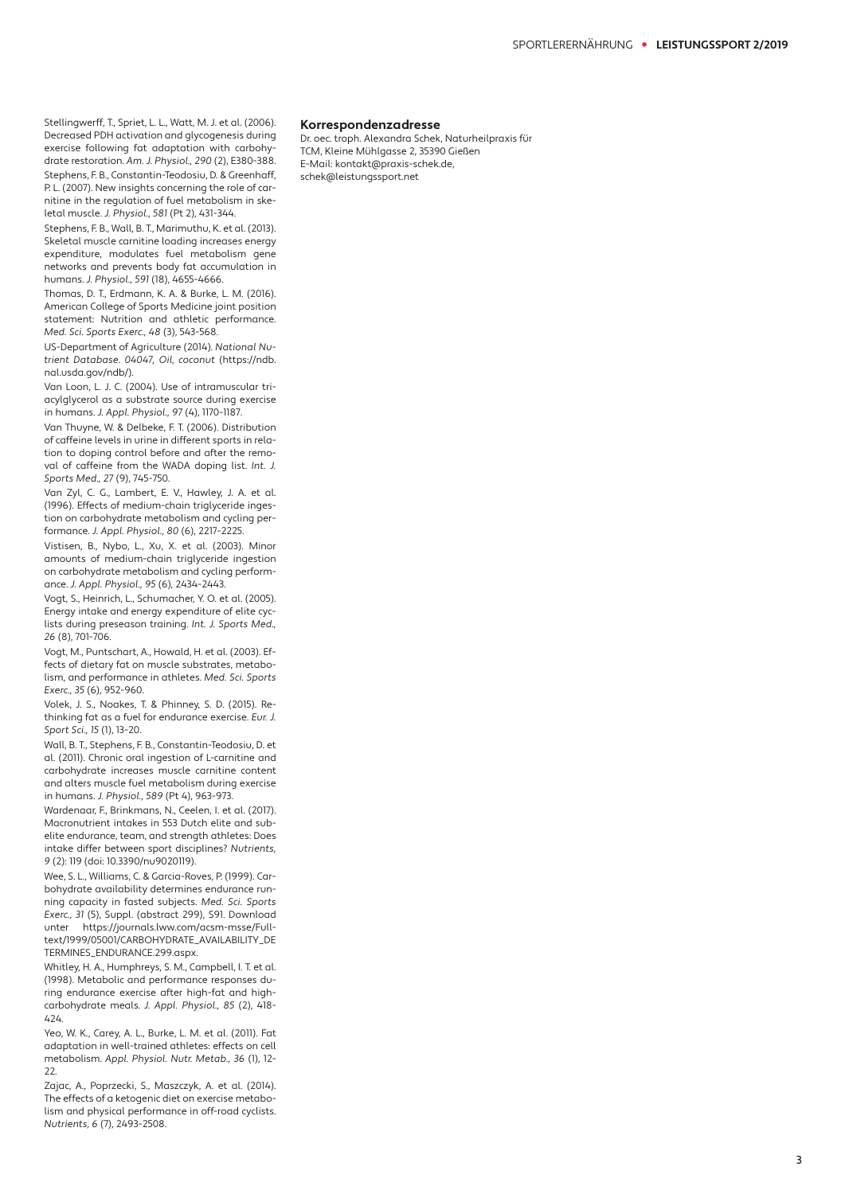Stellingwerff, T., Spriet, L. L., Watt, M. J. et al. (2006). Decreased PDH activation and glycogenesis during exercise following fat adaptation with carbohydrate restoration. *Am. J. Physiol., 290* (2), E380-388.

Stephens, F. B., Constantin-Teodosiu, D. & Greenhaff, P. L. (2007). New insights concerning the role of carnitine in the regulation of fuel metabolism in skeletal muscle. *J. Physiol., 581* (Pt 2), 431-344.

Stephens, F. B., Wall, B. T., Marimuthu, K. et al. (2013). Skeletal muscle carnitine loading increases energy expenditure, modulates fuel metabolism gene networks and prevents body fat accumulation in humans. *J. Physiol., 591* (18), 4655-4666.

Thomas, D. T., Erdmann, K. A. & Burke, L. M. (2016). American College of Sports Medicine joint position statement: Nutrition and athletic performance. *Med. Sci. Sports Exerc., 48* (3), 543-568.

US-Department of Agriculture (2014). *National Nutrient Database. 04047, Oil, coconut* (https://ndb.nal.usda.gov/ndb/).

Van Loon, L. J. C. (2004). Use of intramuscular triacylglycerol as a substrate source during exercise in humans. *J. Appl. Physiol., 97* (4), 1170-1187.

Van Thuyne, W. & Delbeke, F. T. (2006). Distribution of caffeine levels in urine in different sports in relation to doping control before and after the removal of caffeine from the WADA doping list. *Int. J. Sports Med., 27* (9), 745-750.

Van Zyl, C. G., Lambert, E. V., Hawley, J. A. et al. (1996). Effects of medium-chain triglyceride ingestion on carbohydrate metabolism and cycling performance. *J. Appl. Physiol., 80* (6), 2217-2225.

Vistisen, B., Nybo, L., Xu, X. et al. (2003). Minor amounts of medium-chain triglyceride ingestion on carbohydrate metabolism and cycling performance. *J. Appl. Physiol., 95* (6), 2434-2443.

Vogt, S., Heinrich, L., Schumacher, Y. O. et al. (2005). Energy intake and energy expenditure of elite cyclists during preseason training. *Int. J. Sports Med., 26* (8), 701-706.

Vogt, M., Puntschart, A., Howald, H. et al. (2003). Effects of dietary fat on muscle substrates, metabolism, and performance in athletes. *Med. Sci. Sports Exerc., 35* (6), 952-960.

Volek, J. S., Noakes, T. & Phinney, S. D. (2015). Rethinking fat as a fuel for endurance exercise. *Eur. J. Sport Sci., 15* (1), 13-20.

Wall, B. T., Stephens, F. B., Constantin-Teodosiu, D. et al. (2011). Chronic oral ingestion of L-carnitine and carbohydrate increases muscle carnitine content and alters muscle fuel metabolism during exercise in humans. *J. Physiol., 589* (Pt 4), 963-973.

Wardenaar, F., Brinkmans, N., Ceelen, I. et al. (2017). Macronutrient intakes in 553 Dutch elite and subelite endurance, team, and strength athletes: Does intake differ between sport disciplines? *Nutrients, 9* (2): 119 (doi: 10.3390/nu9020119).

Wee, S. L., Williams, C. & Garcia-Roves, P. (1999). Carbohydrate availability determines endurance running capacity in fasted subjects. *Med. Sci. Sports Exerc., 31* (5), Suppl. (abstract 299), S91. Download unter https://journals.lww.com/acsm-msse/Fulltext/1999/05001/CARBOHYDRATE_AVAILABILITY_DETERMINES_ENDURANCE.299.aspx.

Whitley, H. A., Humphreys, S. M., Campbell, I. T. et al. (1998). Metabolic and performance responses during endurance exercise after high-fat and high-carbohydrate meals. *J. Appl. Physiol., 85* (2), 418-424.

Yeo, W. K., Carey, A. L., Burke, L. M. et al. (2011). Fat adaptation in well-trained athletes: effects on cell metabolism. *Appl. Physiol. Nutr. Metab., 36* (1), 12-22.

Zajac, A., Poprzecki, S., Maszczyk, A. et al. (2014). The effects of a ketogenic diet on exercise metabolism and physical performance in off-road cyclists. *Nutrients, 6* (7), 2493-2508.

**Korrespondenzadresse**

Dr. oec. troph. Alexandra Schek, Naturheilpraxis für TCM, Kleine Mühlgasse 2, 35390 Gießen
E-Mail: kontakt@praxis-schek.de,
schek@leistungssport.net